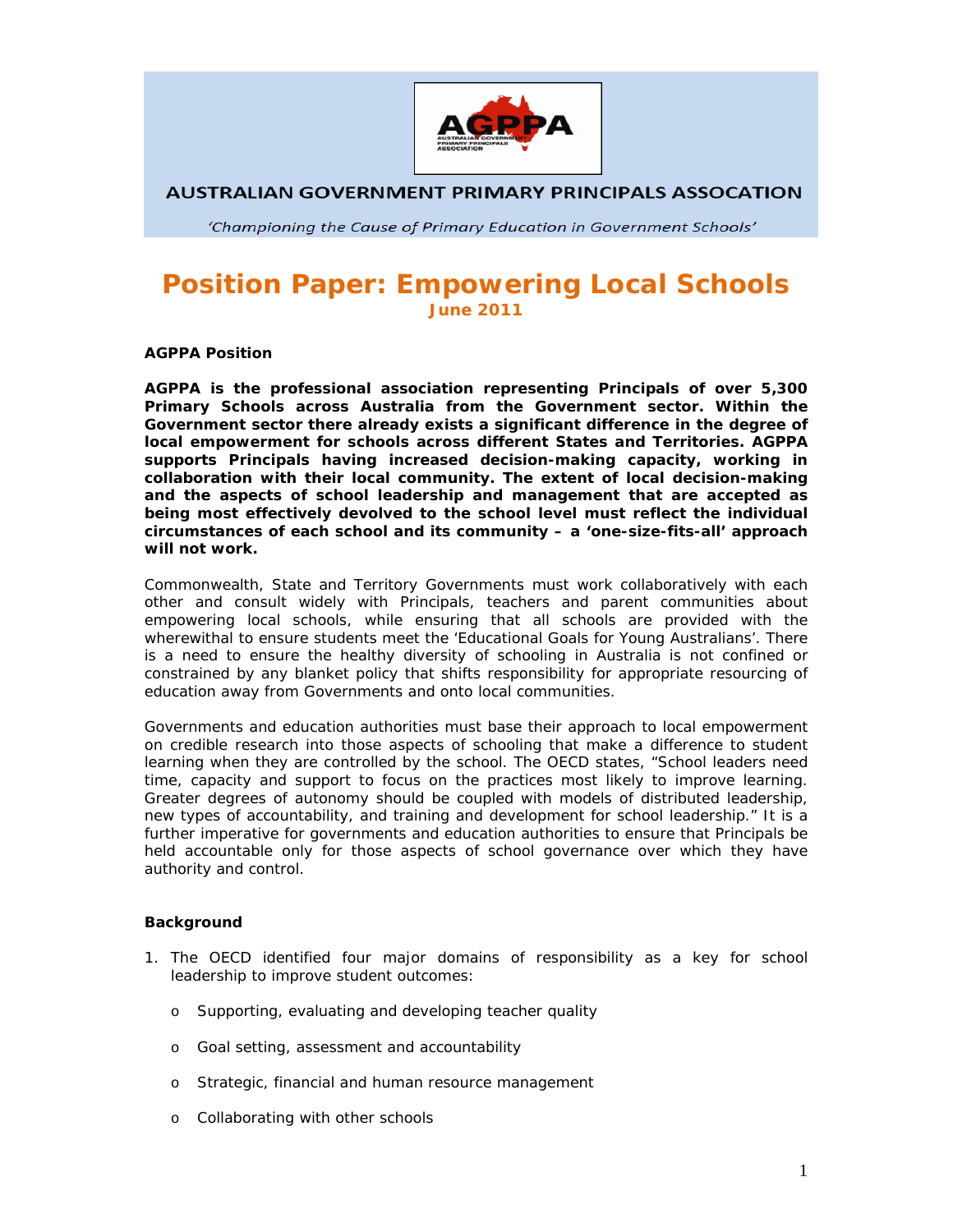AUSTRALIAN GOVERNMENT PRIMARY PRINCIPALS ASSOCATION

*'Championing the Cause of Primary Education in Government Schools'*

# Position Paper: Empowering Local Schools

**June 2011**

**AGPPA Position**

**AGPPA is the professional association representing Principals of over 5,300 Primary Schools across Australia from the Government sector. Within the Government sector there already exists a significant difference in the degree of local empowerment for schools across different States and Territories. AGPPA supports Principals having increased decision-making capacity, working in collaboration with their local community. The extent of local decision-making and the aspects of school leadership and management that are accepted as being most effectively devolved to the school level must reflect the individual circumstances of each school and its community – a 'one-size-fits-all' approach will not work.**

Commonwealth, State and Territory Governments must work collaboratively with each other and consult widely with Principals, teachers and parent communities about empowering local schools, while ensuring that all schools are provided with the wherewithal to ensure students meet the 'Educational Goals for Young Australians'. There is a need to ensure the healthy diversity of schooling in Australia is not confined or constrained by any blanket policy that shifts responsibility for appropriate resourcing of education away from Governments and onto local communities.

Governments and education authorities must base their approach to local empowerment on credible research into those aspects of schooling that make a difference to student learning when they are controlled by the school. The OECD states, "School leaders need time, capacity and support to focus on the practices most likely to improve learning. Greater degrees of autonomy should be coupled with models of distributed leadership, new types of accountability, and training and development for school leadership." It is a further imperative for governments and education authorities to ensure that Principals be held accountable only for those aspects of school governance over which they have authority and control.

**Background**

1. The OECD identified four major domains of responsibility as a key for school leadership to improve student outcomes:
   - Supporting, evaluating and developing teacher quality
   - Goal setting, assessment and accountability
   - Strategic, financial and human resource management
   - Collaborating with other schools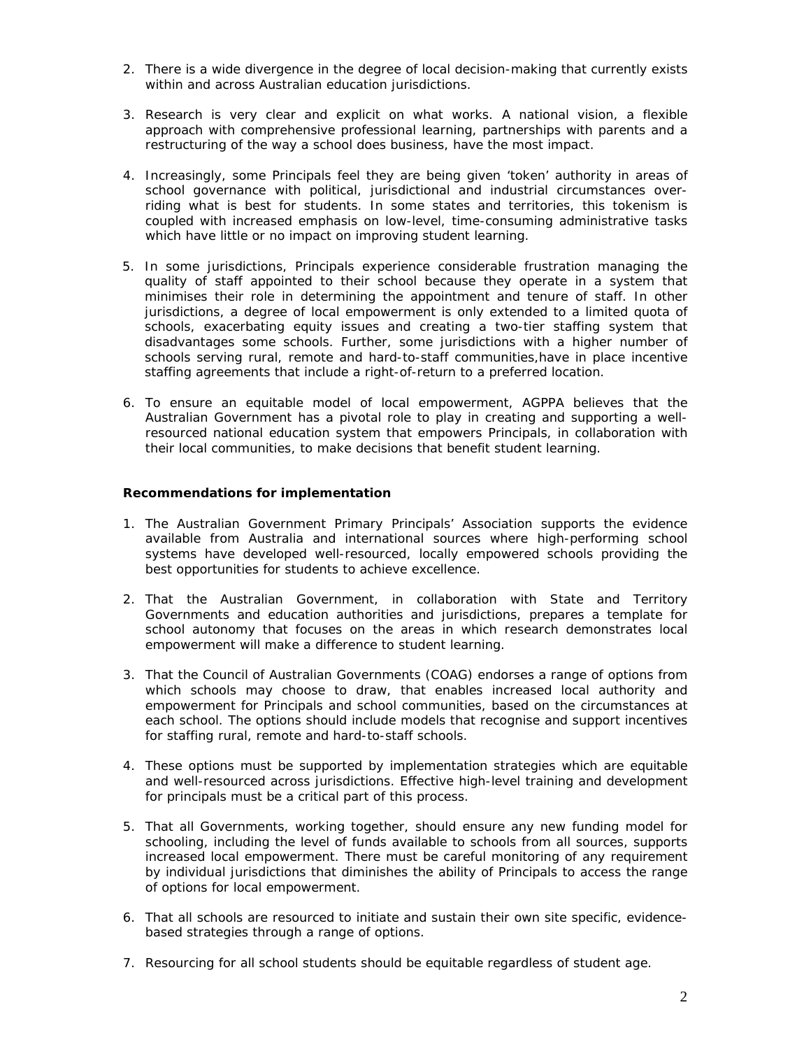2. There is a wide divergence in the degree of local decision-making that currently exists within and across Australian education jurisdictions.

3. Research is very clear and explicit on what works. A national vision, a flexible approach with comprehensive professional learning, partnerships with parents and a restructuring of the way a school does business, have the most impact.

4. Increasingly, some Principals feel they are being given 'token' authority in areas of school governance with political, jurisdictional and industrial circumstances over-riding what is best for students. In some states and territories, this tokenism is coupled with increased emphasis on low-level, time-consuming administrative tasks which have little or no impact on improving student learning.

5. In some jurisdictions, Principals experience considerable frustration managing the quality of staff appointed to their school because they operate in a system that minimises their role in determining the appointment and tenure of staff. In other jurisdictions, a degree of local empowerment is only extended to a limited quota of schools, exacerbating equity issues and creating a two-tier staffing system that disadvantages some schools. Further, some jurisdictions with a higher number of schools serving rural, remote and hard-to-staff communities,have in place incentive staffing agreements that include a right-of-return to a preferred location.

6. To ensure an equitable model of local empowerment, AGPPA believes that the Australian Government has a pivotal role to play in creating and supporting a well-resourced national education system that empowers Principals, in collaboration with their local communities, to make decisions that benefit student learning.

**Recommendations for implementation**

1. The Australian Government Primary Principals' Association supports the evidence available from Australia and international sources where high-performing school systems have developed well-resourced, locally empowered schools providing the best opportunities for students to achieve excellence.

2. That the Australian Government, in collaboration with State and Territory Governments and education authorities and jurisdictions, prepares a template for school autonomy that focuses on the areas in which research demonstrates local empowerment will make a difference to student learning.

3. That the Council of Australian Governments (COAG) endorses a range of options from which schools may choose to draw, that enables increased local authority and empowerment for Principals and school communities, based on the circumstances at each school. The options should include models that recognise and support incentives for staffing rural, remote and hard-to-staff schools.

4. These options must be supported by implementation strategies which are equitable and well-resourced across jurisdictions. Effective high-level training and development for principals must be a critical part of this process.

5. That all Governments, working together, should ensure any new funding model for schooling, including the level of funds available to schools from all sources, supports increased local empowerment. There must be careful monitoring of any requirement by individual jurisdictions that diminishes the ability of Principals to access the range of options for local empowerment.

6. That all schools are resourced to initiate and sustain their own site specific, evidence-based strategies through a range of options.

7. Resourcing for all school students should be equitable regardless of student age.